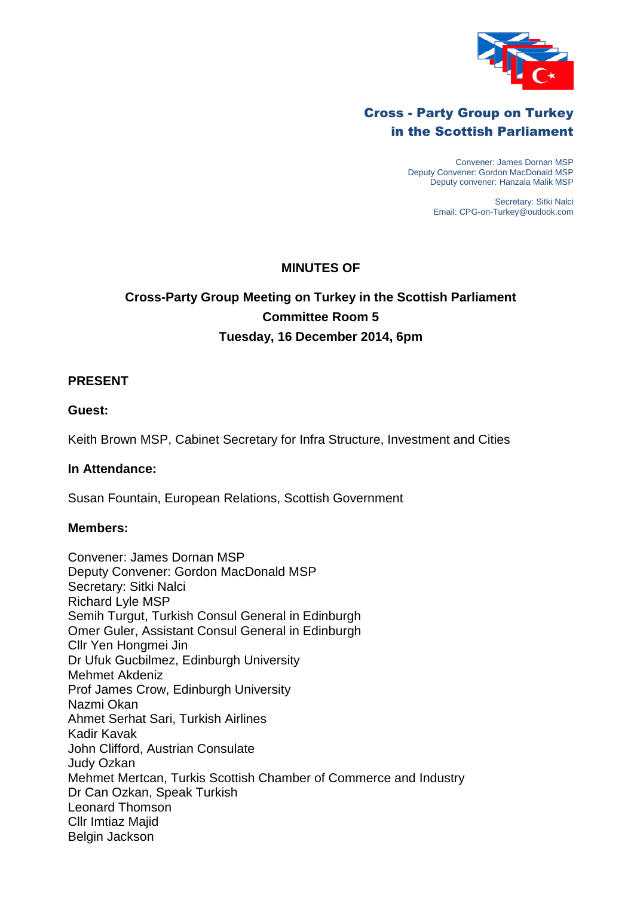**Cross - Party Group on Turkey in the Scottish Parliament**

Convener: James Dornan MSP
Deputy Convener: Gordon MacDonald MSP
Deputy convener: Hanzala Malik MSP

Secretary: Sitki Nalci
Email: CPG-on-Turkey@outlook.com

# MINUTES OF

## Cross-Party Group Meeting on Turkey in the Scottish Parliament
## Committee Room 5
## Tuesday, 16 December 2014, 6pm

### PRESENT

**Guest:**

Keith Brown MSP, Cabinet Secretary for Infra Structure, Investment and Cities

**In Attendance:**

Susan Fountain, European Relations, Scottish Government

**Members:**

Convener: James Dornan MSP
Deputy Convener: Gordon MacDonald MSP
Secretary: Sitki Nalci
Richard Lyle MSP
Semih Turgut, Turkish Consul General in Edinburgh
Omer Guler, Assistant Consul General in Edinburgh
Cllr Yen Hongmei Jin
Dr Ufuk Gucbilmez, Edinburgh University
Mehmet Akdeniz
Prof James Crow, Edinburgh University
Nazmi Okan
Ahmet Serhat Sari, Turkish Airlines
Kadir Kavak
John Clifford, Austrian Consulate
Judy Ozkan
Mehmet Mertcan, Turkis Scottish Chamber of Commerce and Industry
Dr Can Ozkan, Speak Turkish
Leonard Thomson
Cllr Imtiaz Majid
Belgin Jackson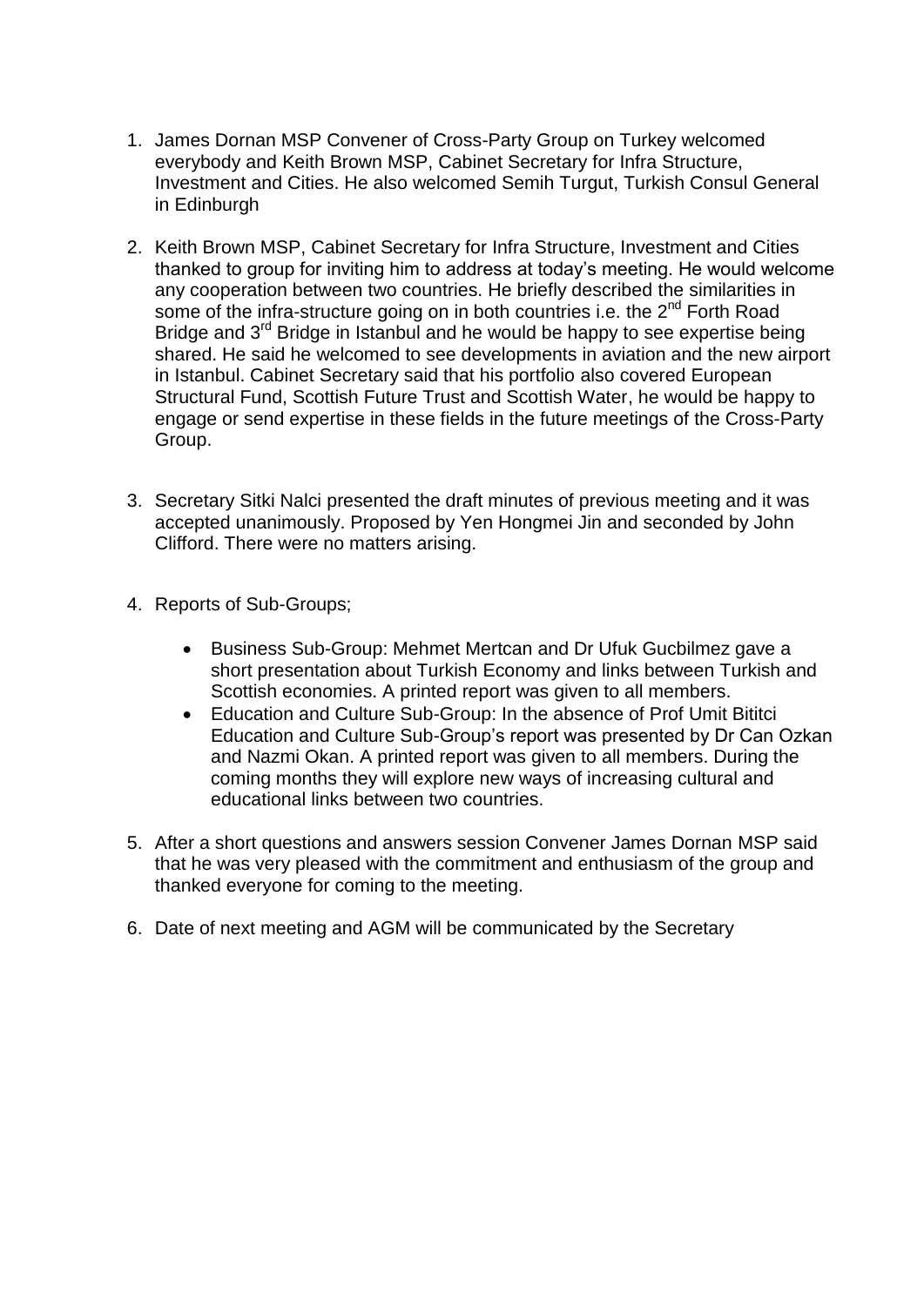1. James Dornan MSP Convener of Cross-Party Group on Turkey welcomed everybody and Keith Brown MSP, Cabinet Secretary for Infra Structure, Investment and Cities. He also welcomed Semih Turgut, Turkish Consul General in Edinburgh

2. Keith Brown MSP, Cabinet Secretary for Infra Structure, Investment and Cities thanked to group for inviting him to address at today's meeting. He would welcome any cooperation between two countries. He briefly described the similarities in some of the infra-structure going on in both countries i.e. the 2nd Forth Road Bridge and 3rd Bridge in Istanbul and he would be happy to see expertise being shared. He said he welcomed to see developments in aviation and the new airport in Istanbul. Cabinet Secretary said that his portfolio also covered European Structural Fund, Scottish Future Trust and Scottish Water, he would be happy to engage or send expertise in these fields in the future meetings of the Cross-Party Group.

3. Secretary Sitki Nalci presented the draft minutes of previous meeting and it was accepted unanimously. Proposed by Yen Hongmei Jin and seconded by John Clifford. There were no matters arising.

4. Reports of Sub-Groups;

   - Business Sub-Group: Mehmet Mertcan and Dr Ufuk Gucbilmez gave a short presentation about Turkish Economy and links between Turkish and Scottish economies. A printed report was given to all members.
   - Education and Culture Sub-Group: In the absence of Prof Umit Bititci Education and Culture Sub-Group's report was presented by Dr Can Ozkan and Nazmi Okan. A printed report was given to all members. During the coming months they will explore new ways of increasing cultural and educational links between two countries.

5. After a short questions and answers session Convener James Dornan MSP said that he was very pleased with the commitment and enthusiasm of the group and thanked everyone for coming to the meeting.

6. Date of next meeting and AGM will be communicated by the Secretary